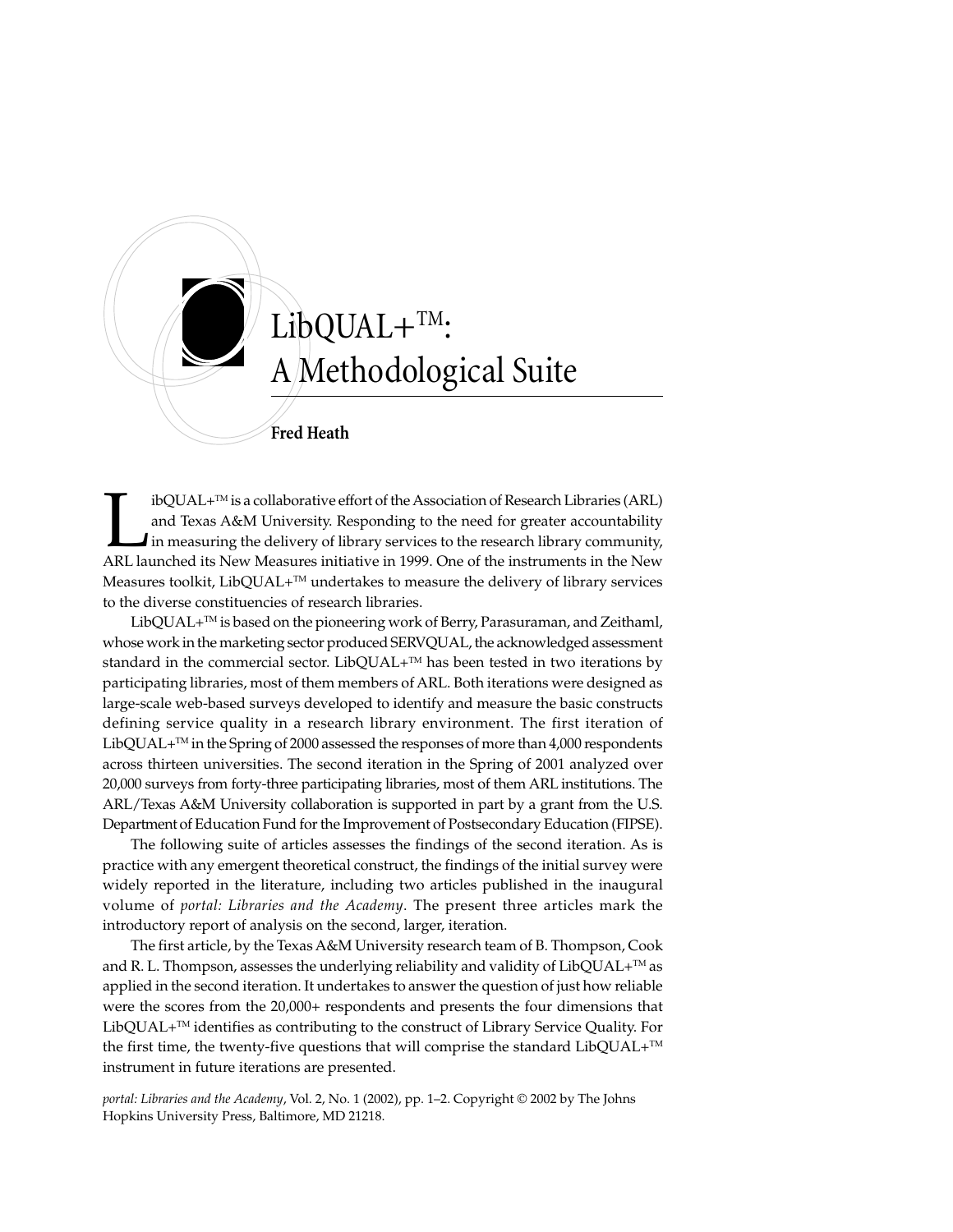# LibQUAL+™: A Methodological Suite

**Fred Heath**

LibQUAL+™ is a collaborative effort of the Association of Research Libraries (ARL) and Texas A&M University. Responding to the need for greater accountability in measuring the delivery of library services to the research library community, ARL launched its New Measures initiative in 1999. One of the instruments in the New Measures toolkit, LibQUAL+™ undertakes to measure the delivery of library services to the diverse constituencies of research libraries.

LibQUAL+™ is based on the pioneering work of Berry, Parasuraman, and Zeithaml, whose work in the marketing sector produced SERVQUAL, the acknowledged assessment standard in the commercial sector. LibQUAL+™ has been tested in two iterations by participating libraries, most of them members of ARL. Both iterations were designed as large-scale web-based surveys developed to identify and measure the basic constructs defining service quality in a research library environment. The first iteration of LibQUAL+™ in the Spring of 2000 assessed the responses of more than 4,000 respondents across thirteen universities. The second iteration in the Spring of 2001 analyzed over 20,000 surveys from forty-three participating libraries, most of them ARL institutions. The ARL/Texas A&M University collaboration is supported in part by a grant from the U.S. Department of Education Fund for the Improvement of Postsecondary Education (FIPSE).

The following suite of articles assesses the findings of the second iteration. As is practice with any emergent theoretical construct, the findings of the initial survey were widely reported in the literature, including two articles published in the inaugural volume of *portal: Libraries and the Academy*. The present three articles mark the introductory report of analysis on the second, larger, iteration.

The first article, by the Texas A&M University research team of B. Thompson, Cook and R. L. Thompson, assesses the underlying reliability and validity of LibQUAL+™ as applied in the second iteration. It undertakes to answer the question of just how reliable were the scores from the 20,000+ respondents and presents the four dimensions that LibQUAL+™ identifies as contributing to the construct of Library Service Quality. For the first time, the twenty-five questions that will comprise the standard LibQUAL+™ instrument in future iterations are presented.

*portal: Libraries and the Academy*, Vol. 2, No. 1 (2002), pp. 1–2. Copyright © 2002 by The Johns Hopkins University Press, Baltimore, MD 21218.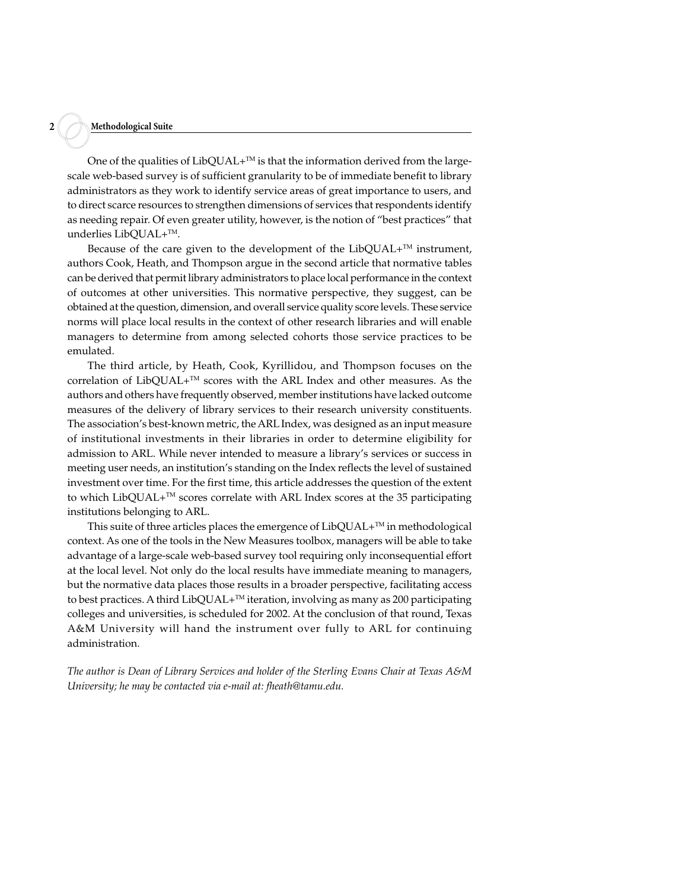One of the qualities of LibQUAL+™ is that the information derived from the large-scale web-based survey is of sufficient granularity to be of immediate benefit to library administrators as they work to identify service areas of great importance to users, and to direct scarce resources to strengthen dimensions of services that respondents identify as needing repair. Of even greater utility, however, is the notion of "best practices" that underlies LibQUAL+™.

Because of the care given to the development of the LibQUAL+™ instrument, authors Cook, Heath, and Thompson argue in the second article that normative tables can be derived that permit library administrators to place local performance in the context of outcomes at other universities. This normative perspective, they suggest, can be obtained at the question, dimension, and overall service quality score levels. These service norms will place local results in the context of other research libraries and will enable managers to determine from among selected cohorts those service practices to be emulated.

The third article, by Heath, Cook, Kyrillidou, and Thompson focuses on the correlation of LibQUAL+™ scores with the ARL Index and other measures. As the authors and others have frequently observed, member institutions have lacked outcome measures of the delivery of library services to their research university constituents. The association's best-known metric, the ARL Index, was designed as an input measure of institutional investments in their libraries in order to determine eligibility for admission to ARL. While never intended to measure a library's services or success in meeting user needs, an institution's standing on the Index reflects the level of sustained investment over time. For the first time, this article addresses the question of the extent to which LibQUAL+™ scores correlate with ARL Index scores at the 35 participating institutions belonging to ARL.

This suite of three articles places the emergence of LibQUAL+™ in methodological context. As one of the tools in the New Measures toolbox, managers will be able to take advantage of a large-scale web-based survey tool requiring only inconsequential effort at the local level. Not only do the local results have immediate meaning to managers, but the normative data places those results in a broader perspective, facilitating access to best practices. A third LibQUAL+™ iteration, involving as many as 200 participating colleges and universities, is scheduled for 2002. At the conclusion of that round, Texas A&M University will hand the instrument over fully to ARL for continuing administration.

*The author is Dean of Library Services and holder of the Sterling Evans Chair at Texas A&M University; he may be contacted via e-mail at: fheath@tamu.edu.*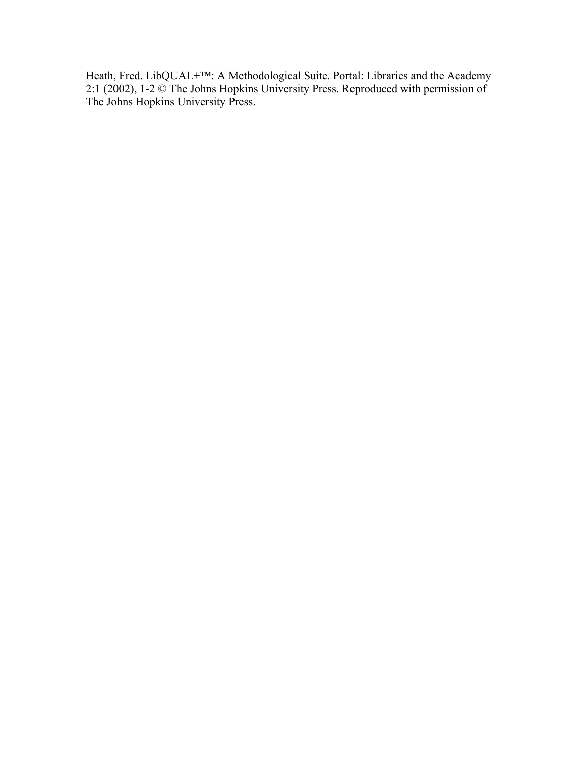Heath, Fred. LibQUAL+™: A Methodological Suite. Portal: Libraries and the Academy 2:1 (2002), 1-2 © The Johns Hopkins University Press. Reproduced with permission of The Johns Hopkins University Press.